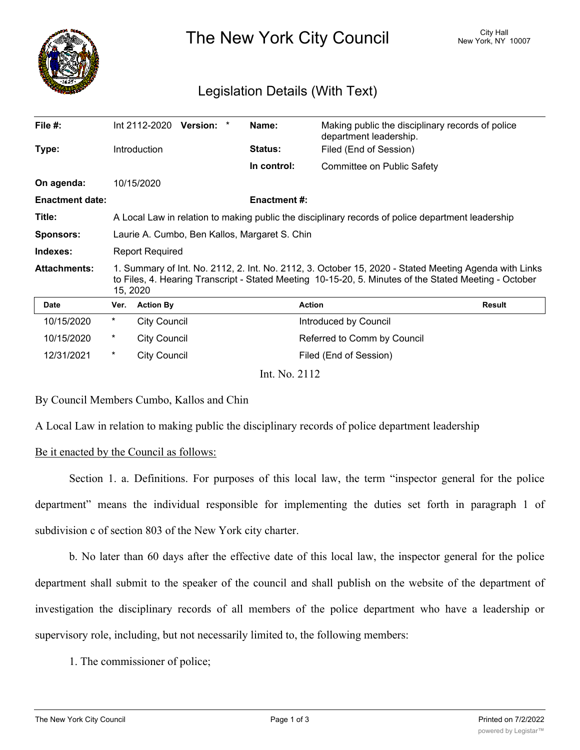# The New York City Council

City Hall
New York, NY 10007

## Legislation Details (With Text)

| | | | |
|---|---|---|---|
| **File #:** | Int 2112-2020 **Version:** * | **Name:** | Making public the disciplinary records of police department leadership. |
| **Type:** | Introduction | **Status:** | Filed (End of Session) |
| | | **In control:** | Committee on Public Safety |
| **On agenda:** | 10/15/2020 | | |
| **Enactment date:** | | **Enactment #:** | |
| **Title:** | A Local Law in relation to making public the disciplinary records of police department leadership | | |
| **Sponsors:** | Laurie A. Cumbo, Ben Kallos, Margaret S. Chin | | |
| **Indexes:** | Report Required | | |
| **Attachments:** | 1. Summary of Int. No. 2112, 2. Int. No. 2112, 3. October 15, 2020 - Stated Meeting Agenda with Links to Files, 4. Hearing Transcript - Stated Meeting 10-15-20, 5. Minutes of the Stated Meeting - October 15, 2020 | | |

| Date | Ver. | Action By | Action | Result |
|---|---|---|---|---|
| 10/15/2020 | * | City Council | Introduced by Council | |
| 10/15/2020 | * | City Council | Referred to Comm by Council | |
| 12/31/2021 | * | City Council | Filed (End of Session) | |

Int. No. 2112

By Council Members Cumbo, Kallos and Chin

A Local Law in relation to making public the disciplinary records of police department leadership

Be it enacted by the Council as follows:

Section 1. a. Definitions. For purposes of this local law, the term "inspector general for the police department" means the individual responsible for implementing the duties set forth in paragraph 1 of subdivision c of section 803 of the New York city charter.

b. No later than 60 days after the effective date of this local law, the inspector general for the police department shall submit to the speaker of the council and shall publish on the website of the department of investigation the disciplinary records of all members of the police department who have a leadership or supervisory role, including, but not necessarily limited to, the following members:

1. The commissioner of police;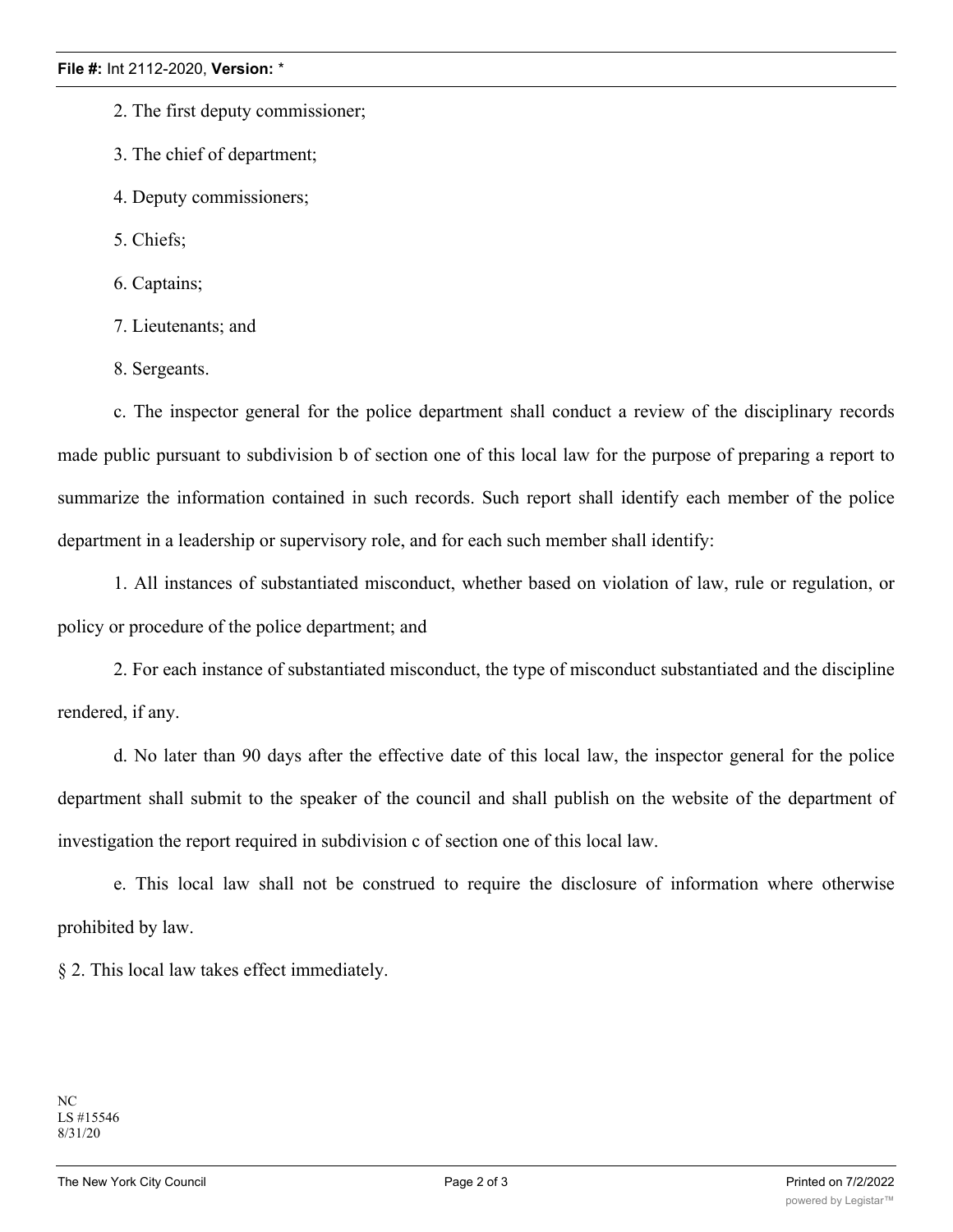2. The first deputy commissioner;

3. The chief of department;

4. Deputy commissioners;

5. Chiefs;

6. Captains;

7. Lieutenants; and

8. Sergeants.

c. The inspector general for the police department shall conduct a review of the disciplinary records made public pursuant to subdivision b of section one of this local law for the purpose of preparing a report to summarize the information contained in such records. Such report shall identify each member of the police department in a leadership or supervisory role, and for each such member shall identify:

1. All instances of substantiated misconduct, whether based on violation of law, rule or regulation, or policy or procedure of the police department; and

2. For each instance of substantiated misconduct, the type of misconduct substantiated and the discipline rendered, if any.

d. No later than 90 days after the effective date of this local law, the inspector general for the police department shall submit to the speaker of the council and shall publish on the website of the department of investigation the report required in subdivision c of section one of this local law.

e. This local law shall not be construed to require the disclosure of information where otherwise prohibited by law.

§ 2. This local law takes effect immediately.

NC
LS #15546
8/31/20